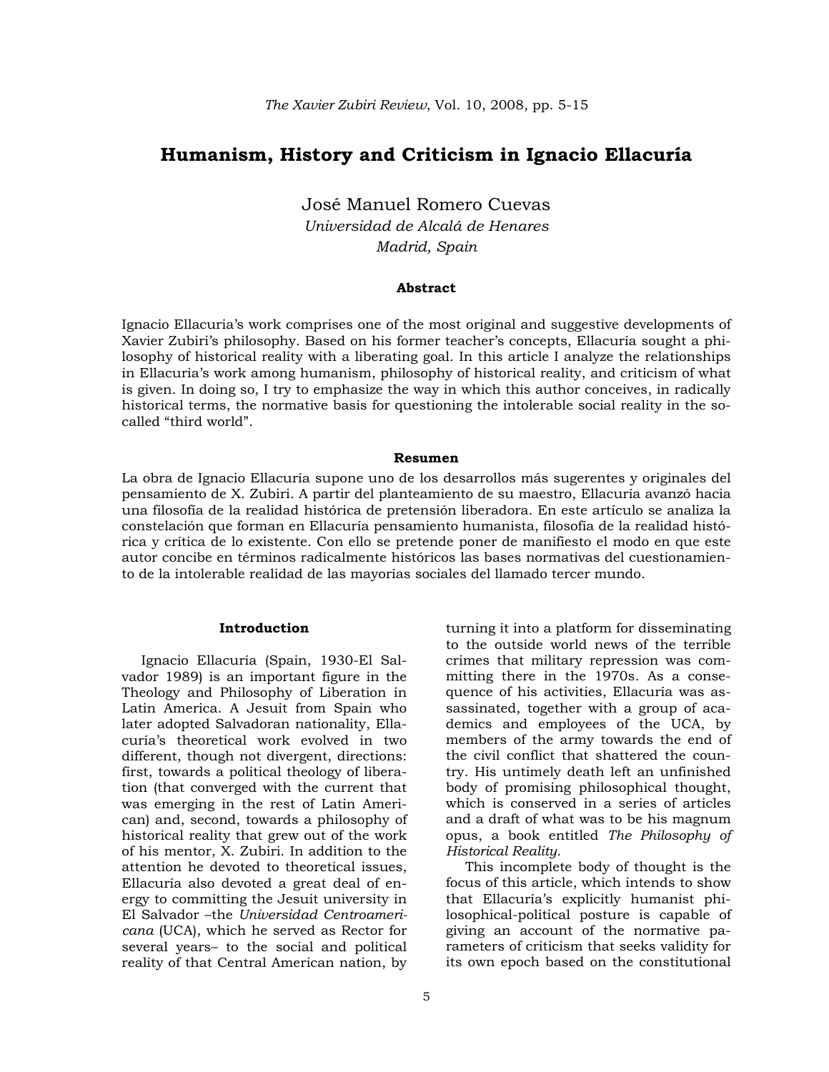# Humanism, History and Criticism in Ignacio Ellacuría

José Manuel Romero Cuevas

*Universidad de Alcalá de Henares*

*Madrid, Spain*

### Abstract

Ignacio Ellacuria's work comprises one of the most original and suggestive developments of Xavier Zubiri's philosophy. Based on his former teacher's concepts, Ellacuría sought a philosophy of historical reality with a liberating goal. In this article I analyze the relationships in Ellacuria's work among humanism, philosophy of historical reality, and criticism of what is given. In doing so, I try to emphasize the way in which this author conceives, in radically historical terms, the normative basis for questioning the intolerable social reality in the so-called "third world".

### Resumen

La obra de Ignacio Ellacuría supone uno de los desarrollos más sugerentes y originales del pensamiento de X. Zubiri. A partir del planteamiento de su maestro, Ellacuría avanzó hacia una filosofía de la realidad histórica de pretensión liberadora. En este artículo se analiza la constelación que forman en Ellacuría pensamiento humanista, filosofía de la realidad histórica y crítica de lo existente. Con ello se pretende poner de manifiesto el modo en que este autor concibe en términos radicalmente históricos las bases normativas del cuestionamiento de la intolerable realidad de las mayorías sociales del llamado tercer mundo.

## Introduction

Ignacio Ellacuría (Spain, 1930-El Salvador 1989) is an important figure in the Theology and Philosophy of Liberation in Latin America. A Jesuit from Spain who later adopted Salvadoran nationality, Ellacuría's theoretical work evolved in two different, though not divergent, directions: first, towards a political theology of liberation (that converged with the current that was emerging in the rest of Latin American) and, second, towards a philosophy of historical reality that grew out of the work of his mentor, X. Zubiri. In addition to the attention he devoted to theoretical issues, Ellacuría also devoted a great deal of energy to committing the Jesuit university in El Salvador –the *Universidad Centroamericana* (UCA), which he served as Rector for several years– to the social and political reality of that Central American nation, by turning it into a platform for disseminating to the outside world news of the terrible crimes that military repression was committing there in the 1970s. As a consequence of his activities, Ellacuría was assassinated, together with a group of academics and employees of the UCA, by members of the army towards the end of the civil conflict that shattered the country. His untimely death left an unfinished body of promising philosophical thought, which is conserved in a series of articles and a draft of what was to be his magnum opus, a book entitled *The Philosophy of Historical Reality*.

This incomplete body of thought is the focus of this article, which intends to show that Ellacuría's explicitly humanist philosophical-political posture is capable of giving an account of the normative parameters of criticism that seeks validity for its own epoch based on the constitutional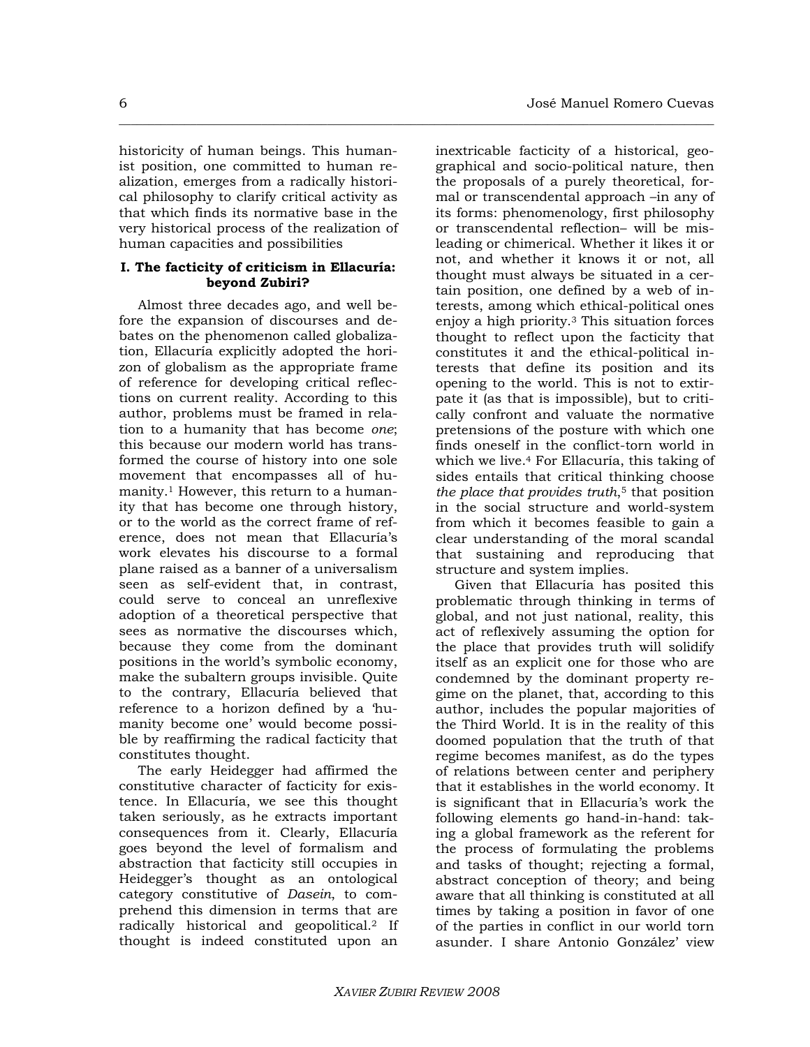historicity of human beings. This humanist position, one committed to human realization, emerges from a radically historical philosophy to clarify critical activity as that which finds its normative base in the very historical process of the realization of human capacities and possibilities

### I. The facticity of criticism in Ellacuría: beyond Zubiri?

Almost three decades ago, and well before the expansion of discourses and debates on the phenomenon called globalization, Ellacuría explicitly adopted the horizon of globalism as the appropriate frame of reference for developing critical reflections on current reality. According to this author, problems must be framed in relation to a humanity that has become *one*; this because our modern world has transformed the course of history into one sole movement that encompasses all of humanity.[1] However, this return to a humanity that has become one through history, or to the world as the correct frame of reference, does not mean that Ellacuría's work elevates his discourse to a formal plane raised as a banner of a universalism seen as self-evident that, in contrast, could serve to conceal an unreflexive adoption of a theoretical perspective that sees as normative the discourses which, because they come from the dominant positions in the world's symbolic economy, make the subaltern groups invisible. Quite to the contrary, Ellacuría believed that reference to a horizon defined by a 'humanity become one' would become possible by reaffirming the radical facticity that constitutes thought.

The early Heidegger had affirmed the constitutive character of facticity for existence. In Ellacuría, we see this thought taken seriously, as he extracts important consequences from it. Clearly, Ellacuría goes beyond the level of formalism and abstraction that facticity still occupies in Heidegger's thought as an ontological category constitutive of *Dasein*, to comprehend this dimension in terms that are radically historical and geopolitical.[2] If thought is indeed constituted upon an inextricable facticity of a historical, geographical and socio-political nature, then the proposals of a purely theoretical, formal or transcendental approach –in any of its forms: phenomenology, first philosophy or transcendental reflection– will be misleading or chimerical. Whether it likes it or not, and whether it knows it or not, all thought must always be situated in a certain position, one defined by a web of interests, among which ethical-political ones enjoy a high priority.[3] This situation forces thought to reflect upon the facticity that constitutes it and the ethical-political interests that define its position and its opening to the world. This is not to extirpate it (as that is impossible), but to critically confront and valuate the normative pretensions of the posture with which one finds oneself in the conflict-torn world in which we live.[4] For Ellacuría, this taking of sides entails that critical thinking choose *the place that provides truth*,[5] that position in the social structure and world-system from which it becomes feasible to gain a clear understanding of the moral scandal that sustaining and reproducing that structure and system implies.

Given that Ellacuría has posited this problematic through thinking in terms of global, and not just national, reality, this act of reflexively assuming the option for the place that provides truth will solidify itself as an explicit one for those who are condemned by the dominant property regime on the planet, that, according to this author, includes the popular majorities of the Third World. It is in the reality of this doomed population that the truth of that regime becomes manifest, as do the types of relations between center and periphery that it establishes in the world economy. It is significant that in Ellacuría's work the following elements go hand-in-hand: taking a global framework as the referent for the process of formulating the problems and tasks of thought; rejecting a formal, abstract conception of theory; and being aware that all thinking is constituted at all times by taking a position in favor of one of the parties in conflict in our world torn asunder. I share Antonio González' view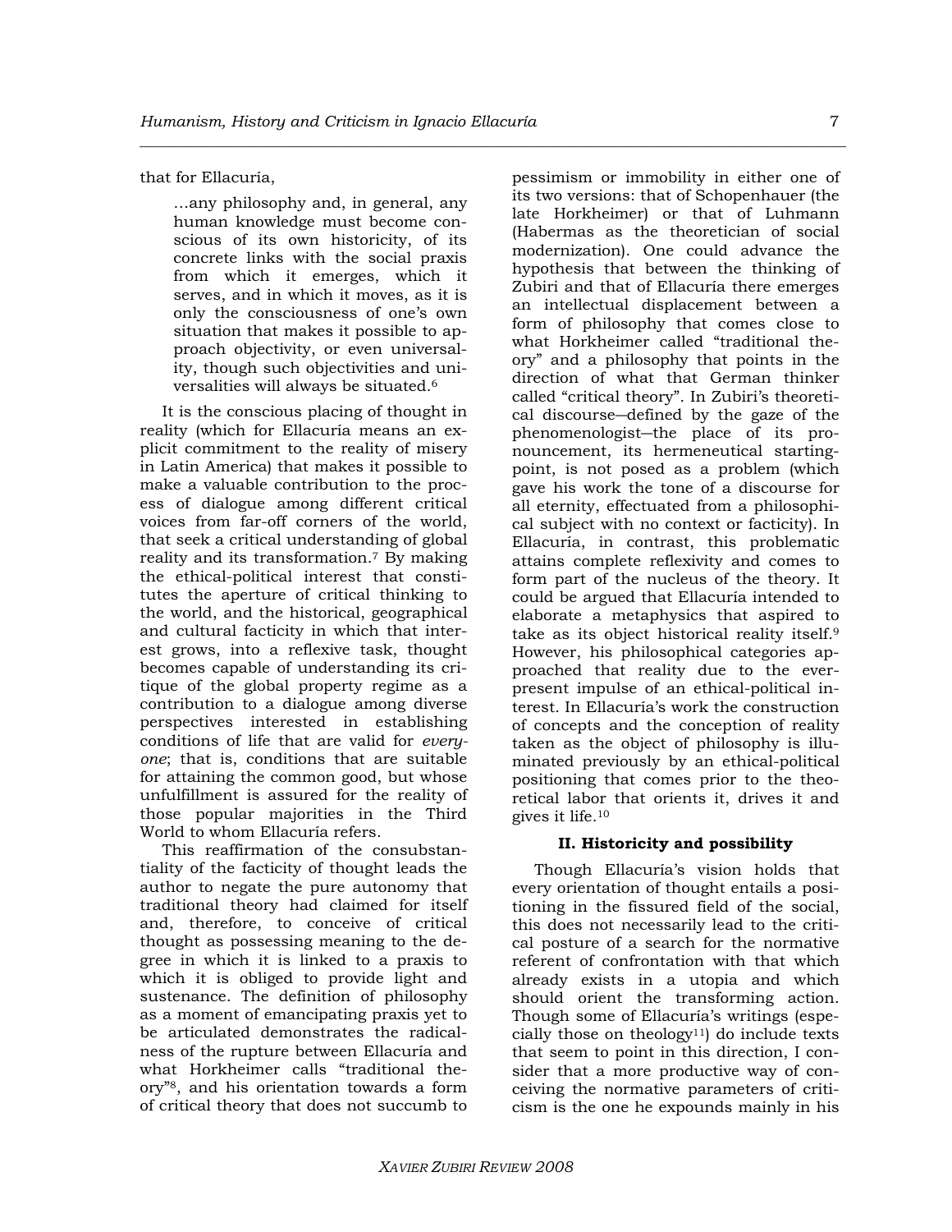that for Ellacuría,

> …any philosophy and, in general, any human knowledge must become conscious of its own historicity, of its concrete links with the social praxis from which it emerges, which it serves, and in which it moves, as it is only the consciousness of one's own situation that makes it possible to approach objectivity, or even universality, though such objectivities and universalities will always be situated.[6]

It is the conscious placing of thought in reality (which for Ellacuría means an explicit commitment to the reality of misery in Latin America) that makes it possible to make a valuable contribution to the process of dialogue among different critical voices from far-off corners of the world, that seek a critical understanding of global reality and its transformation.[7] By making the ethical-political interest that constitutes the aperture of critical thinking to the world, and the historical, geographical and cultural facticity in which that interest grows, into a reflexive task, thought becomes capable of understanding its critique of the global property regime as a contribution to a dialogue among diverse perspectives interested in establishing conditions of life that are valid for *everyone*; that is, conditions that are suitable for attaining the common good, but whose unfulfillment is assured for the reality of those popular majorities in the Third World to whom Ellacuría refers.

This reaffirmation of the consubstantiality of the facticity of thought leads the author to negate the pure autonomy that traditional theory had claimed for itself and, therefore, to conceive of critical thought as possessing meaning to the degree in which it is linked to a praxis to which it is obliged to provide light and sustenance. The definition of philosophy as a moment of emancipating praxis yet to be articulated demonstrates the radicalness of the rupture between Ellacuría and what Horkheimer calls "traditional theory"[8], and his orientation towards a form of critical theory that does not succumb to pessimism or immobility in either one of its two versions: that of Schopenhauer (the late Horkheimer) or that of Luhmann (Habermas as the theoretician of social modernization). One could advance the hypothesis that between the thinking of Zubiri and that of Ellacuría there emerges an intellectual displacement between a form of philosophy that comes close to what Horkheimer called "traditional theory" and a philosophy that points in the direction of what that German thinker called "critical theory". In Zubiri's theoretical discourse—defined by the gaze of the phenomenologist—the place of its pronouncement, its hermeneutical starting-point, is not posed as a problem (which gave his work the tone of a discourse for all eternity, effectuated from a philosophical subject with no context or facticity). In Ellacuría, in contrast, this problematic attains complete reflexivity and comes to form part of the nucleus of the theory. It could be argued that Ellacuría intended to elaborate a metaphysics that aspired to take as its object historical reality itself.[9] However, his philosophical categories approached that reality due to the ever-present impulse of an ethical-political interest. In Ellacuría's work the construction of concepts and the conception of reality taken as the object of philosophy is illuminated previously by an ethical-political positioning that comes prior to the theoretical labor that orients it, drives it and gives it life.[10]

## II. Historicity and possibility

Though Ellacuría's vision holds that every orientation of thought entails a positioning in the fissured field of the social, this does not necessarily lead to the critical posture of a search for the normative referent of confrontation with that which already exists in a utopia and which should orient the transforming action. Though some of Ellacuría's writings (especially those on theology[11]) do include texts that seem to point in this direction, I consider that a more productive way of conceiving the normative parameters of criticism is the one he expounds mainly in his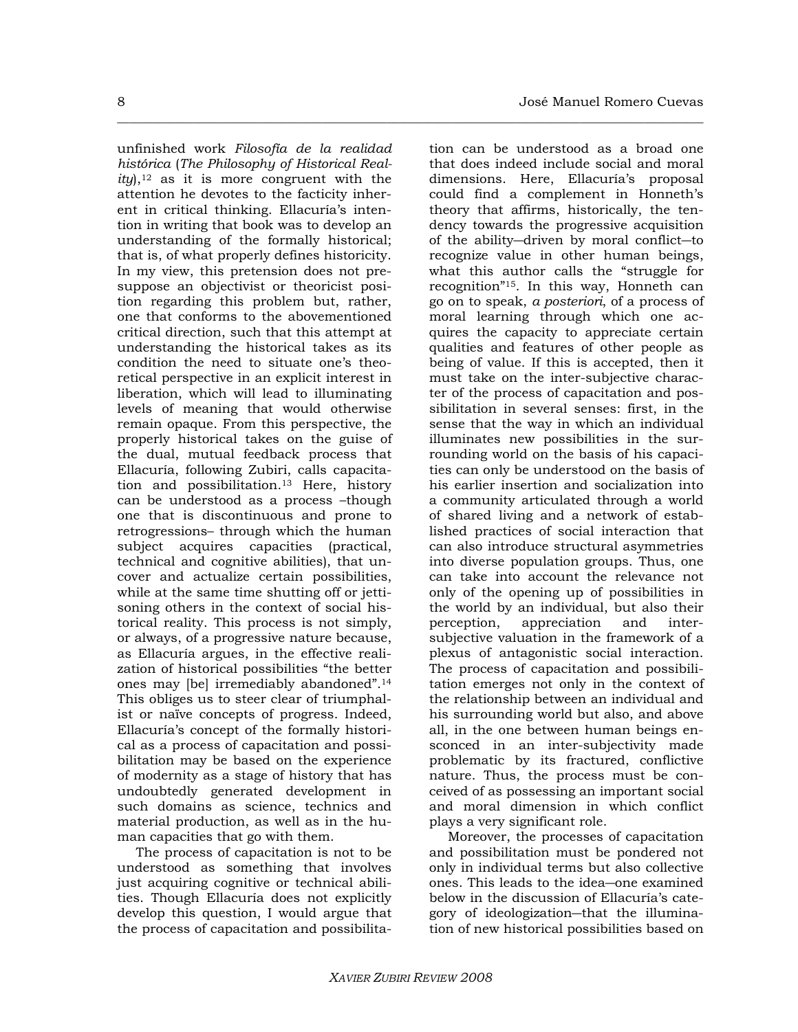unfinished work *Filosofía de la realidad histórica* (*The Philosophy of Historical Reality*),[12] as it is more congruent with the attention he devotes to the facticity inherent in critical thinking. Ellacuría's intention in writing that book was to develop an understanding of the formally historical; that is, of what properly defines historicity. In my view, this pretension does not presuppose an objectivist or theoricist position regarding this problem but, rather, one that conforms to the abovementioned critical direction, such that this attempt at understanding the historical takes as its condition the need to situate one's theoretical perspective in an explicit interest in liberation, which will lead to illuminating levels of meaning that would otherwise remain opaque. From this perspective, the properly historical takes on the guise of the dual, mutual feedback process that Ellacuría, following Zubiri, calls capacitation and possibilitation.[13] Here, history can be understood as a process –though one that is discontinuous and prone to retrogressions– through which the human subject acquires capacities (practical, technical and cognitive abilities), that uncover and actualize certain possibilities, while at the same time shutting off or jettisoning others in the context of social historical reality. This process is not simply, or always, of a progressive nature because, as Ellacuría argues, in the effective realization of historical possibilities "the better ones may [be] irremediably abandoned".[14] This obliges us to steer clear of triumphalist or naïve concepts of progress. Indeed, Ellacuría's concept of the formally historical as a process of capacitation and possibilitation may be based on the experience of modernity as a stage of history that has undoubtedly generated development in such domains as science, technics and material production, as well as in the human capacities that go with them.

The process of capacitation is not to be understood as something that involves just acquiring cognitive or technical abilities. Though Ellacuría does not explicitly develop this question, I would argue that the process of capacitation and possibilitation can be understood as a broad one that does indeed include social and moral dimensions. Here, Ellacuría's proposal could find a complement in Honneth's theory that affirms, historically, the tendency towards the progressive acquisition of the ability—driven by moral conflict—to recognize value in other human beings, what this author calls the "struggle for recognition"[15]. In this way, Honneth can go on to speak, *a posteriori*, of a process of moral learning through which one acquires the capacity to appreciate certain qualities and features of other people as being of value. If this is accepted, then it must take on the inter-subjective character of the process of capacitation and possibilitation in several senses: first, in the sense that the way in which an individual illuminates new possibilities in the surrounding world on the basis of his capacities can only be understood on the basis of his earlier insertion and socialization into a community articulated through a world of shared living and a network of established practices of social interaction that can also introduce structural asymmetries into diverse population groups. Thus, one can take into account the relevance not only of the opening up of possibilities in the world by an individual, but also their perception, appreciation and inter-subjective valuation in the framework of a plexus of antagonistic social interaction. The process of capacitation and possibilitation emerges not only in the context of the relationship between an individual and his surrounding world but also, and above all, in the one between human beings ensconced in an inter-subjectivity made problematic by its fractured, conflictive nature. Thus, the process must be conceived of as possessing an important social and moral dimension in which conflict plays a very significant role.

Moreover, the processes of capacitation and possibilitation must be pondered not only in individual terms but also collective ones. This leads to the idea—one examined below in the discussion of Ellacuría's category of ideologization—that the illumination of new historical possibilities based on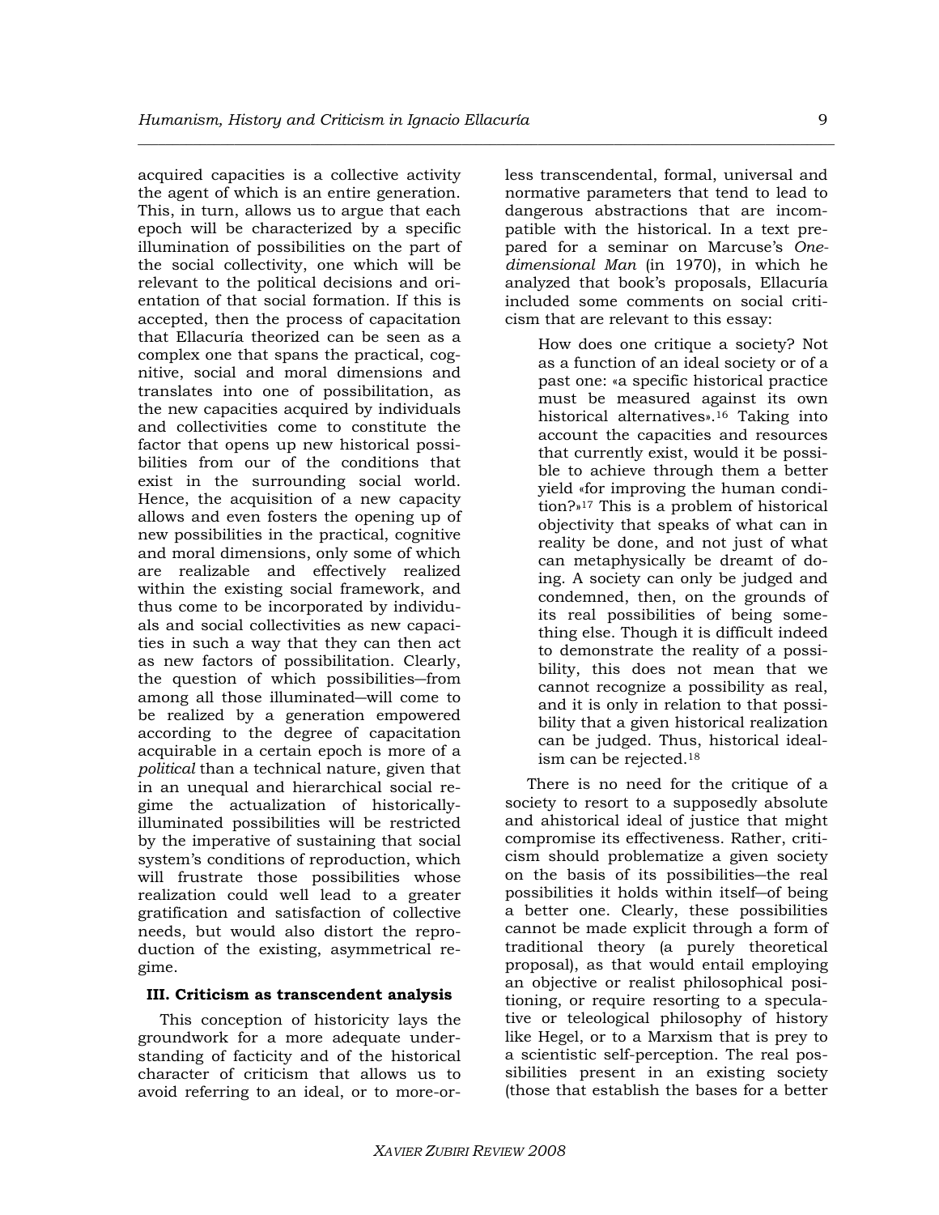acquired capacities is a collective activity the agent of which is an entire generation. This, in turn, allows us to argue that each epoch will be characterized by a specific illumination of possibilities on the part of the social collectivity, one which will be relevant to the political decisions and orientation of that social formation. If this is accepted, then the process of capacitation that Ellacuría theorized can be seen as a complex one that spans the practical, cognitive, social and moral dimensions and translates into one of possibilitation, as the new capacities acquired by individuals and collectivities come to constitute the factor that opens up new historical possibilities from our of the conditions that exist in the surrounding social world. Hence, the acquisition of a new capacity allows and even fosters the opening up of new possibilities in the practical, cognitive and moral dimensions, only some of which are realizable and effectively realized within the existing social framework, and thus come to be incorporated by individuals and social collectivities as new capacities in such a way that they can then act as new factors of possibilitation. Clearly, the question of which possibilities—from among all those illuminated—will come to be realized by a generation empowered according to the degree of capacitation acquirable in a certain epoch is more of a *political* than a technical nature, given that in an unequal and hierarchical social regime the actualization of historically-illuminated possibilities will be restricted by the imperative of sustaining that social system's conditions of reproduction, which will frustrate those possibilities whose realization could well lead to a greater gratification and satisfaction of collective needs, but would also distort the reproduction of the existing, asymmetrical regime.

### III. Criticism as transcendent analysis

This conception of historicity lays the groundwork for a more adequate understanding of facticity and of the historical character of criticism that allows us to avoid referring to an ideal, or to more-or-less transcendental, formal, universal and normative parameters that tend to lead to dangerous abstractions that are incompatible with the historical. In a text prepared for a seminar on Marcuse's *One-dimensional Man* (in 1970), in which he analyzed that book's proposals, Ellacuría included some comments on social criticism that are relevant to this essay:

> How does one critique a society? Not as a function of an ideal society or of a past one: «a specific historical practice must be measured against its own historical alternatives».[16] Taking into account the capacities and resources that currently exist, would it be possible to achieve through them a better yield «for improving the human condition?»[17] This is a problem of historical objectivity that speaks of what can in reality be done, and not just of what can metaphysically be dreamt of doing. A society can only be judged and condemned, then, on the grounds of its real possibilities of being something else. Though it is difficult indeed to demonstrate the reality of a possibility, this does not mean that we cannot recognize a possibility as real, and it is only in relation to that possibility that a given historical realization can be judged. Thus, historical idealism can be rejected.[18]

There is no need for the critique of a society to resort to a supposedly absolute and ahistorical ideal of justice that might compromise its effectiveness. Rather, criticism should problematize a given society on the basis of its possibilities—the real possibilities it holds within itself—of being a better one. Clearly, these possibilities cannot be made explicit through a form of traditional theory (a purely theoretical proposal), as that would entail employing an objective or realist philosophical positioning, or require resorting to a speculative or teleological philosophy of history like Hegel, or to a Marxism that is prey to a scientistic self-perception. The real possibilities present in an existing society (those that establish the bases for a better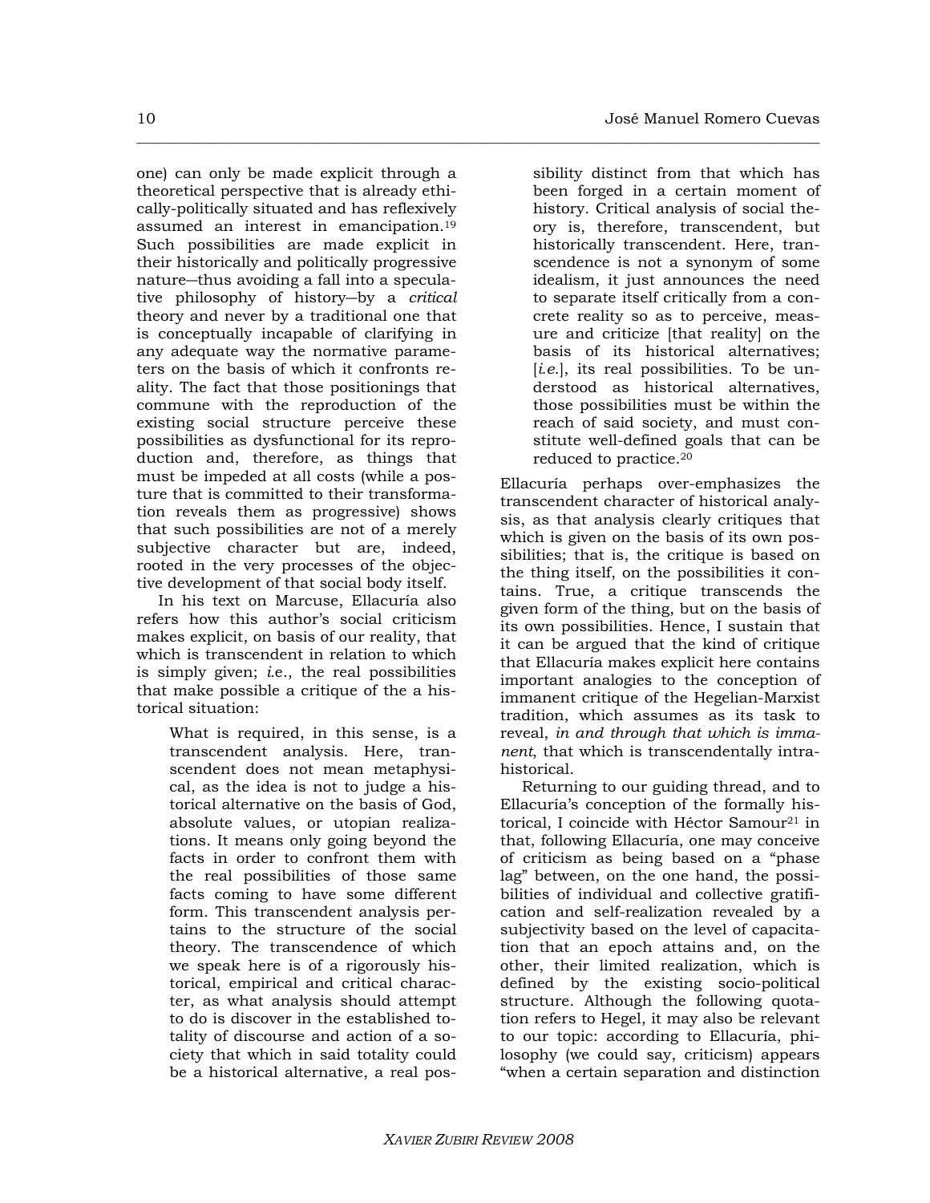one) can only be made explicit through a theoretical perspective that is already ethically-politically situated and has reflexively assumed an interest in emancipation.[19] Such possibilities are made explicit in their historically and politically progressive nature—thus avoiding a fall into a speculative philosophy of history—by a *critical* theory and never by a traditional one that is conceptually incapable of clarifying in any adequate way the normative parameters on the basis of which it confronts reality. The fact that those positionings that commune with the reproduction of the existing social structure perceive these possibilities as dysfunctional for its reproduction and, therefore, as things that must be impeded at all costs (while a posture that is committed to their transformation reveals them as progressive) shows that such possibilities are not of a merely subjective character but are, indeed, rooted in the very processes of the objective development of that social body itself.

In his text on Marcuse, Ellacuría also refers how this author's social criticism makes explicit, on basis of our reality, that which is transcendent in relation to which is simply given; *i.e.*, the real possibilities that make possible a critique of the a historical situation:

> What is required, in this sense, is a transcendent analysis. Here, transcendent does not mean metaphysical, as the idea is not to judge a historical alternative on the basis of God, absolute values, or utopian realizations. It means only going beyond the facts in order to confront them with the real possibilities of those same facts coming to have some different form. This transcendent analysis pertains to the structure of the social theory. The transcendence of which we speak here is of a rigorously historical, empirical and critical character, as what analysis should attempt to do is discover in the established totality of discourse and action of a society that which in said totality could be a historical alternative, a real possibility distinct from that which has been forged in a certain moment of history. Critical analysis of social theory is, therefore, transcendent, but historically transcendent. Here, transcendence is not a synonym of some idealism, it just announces the need to separate itself critically from a concrete reality so as to perceive, measure and criticize [that reality] on the basis of its historical alternatives; [*i.e.*], its real possibilities. To be understood as historical alternatives, those possibilities must be within the reach of said society, and must constitute well-defined goals that can be reduced to practice.[20]

Ellacuría perhaps over-emphasizes the transcendent character of historical analysis, as that analysis clearly critiques that which is given on the basis of its own possibilities; that is, the critique is based on the thing itself, on the possibilities it contains. True, a critique transcends the given form of the thing, but on the basis of its own possibilities. Hence, I sustain that it can be argued that the kind of critique that Ellacuría makes explicit here contains important analogies to the conception of immanent critique of the Hegelian-Marxist tradition, which assumes as its task to reveal, *in and through that which is immanent*, that which is transcendentally intra-historical.

Returning to our guiding thread, and to Ellacuría's conception of the formally historical, I coincide with Héctor Samour[21] in that, following Ellacuría, one may conceive of criticism as being based on a "phase lag" between, on the one hand, the possibilities of individual and collective gratification and self-realization revealed by a subjectivity based on the level of capacitation that an epoch attains and, on the other, their limited realization, which is defined by the existing socio-political structure. Although the following quotation refers to Hegel, it may also be relevant to our topic: according to Ellacuría, philosophy (we could say, criticism) appears "when a certain separation and distinction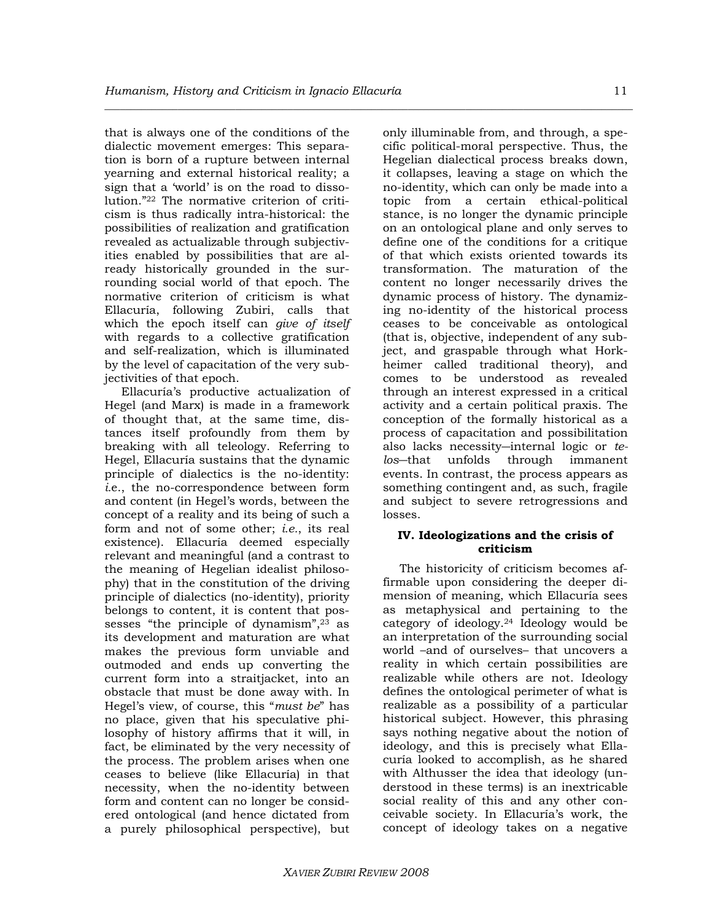that is always one of the conditions of the dialectic movement emerges: This separation is born of a rupture between internal yearning and external historical reality; a sign that a 'world' is on the road to dissolution."[22] The normative criterion of criticism is thus radically intra-historical: the possibilities of realization and gratification revealed as actualizable through subjectivities enabled by possibilities that are already historically grounded in the surrounding social world of that epoch. The normative criterion of criticism is what Ellacuría, following Zubiri, calls that which the epoch itself can *give of itself* with regards to a collective gratification and self-realization, which is illuminated by the level of capacitation of the very subjectivities of that epoch.

Ellacuría's productive actualization of Hegel (and Marx) is made in a framework of thought that, at the same time, distances itself profoundly from them by breaking with all teleology. Referring to Hegel, Ellacuría sustains that the dynamic principle of dialectics is the no-identity: *i.e.*, the no-correspondence between form and content (in Hegel's words, between the concept of a reality and its being of such a form and not of some other; *i.e.*, its real existence). Ellacuría deemed especially relevant and meaningful (and a contrast to the meaning of Hegelian idealist philosophy) that in the constitution of the driving principle of dialectics (no-identity), priority belongs to content, it is content that possesses "the principle of dynamism",[23] as its development and maturation are what makes the previous form unviable and outmoded and ends up converting the current form into a straitjacket, into an obstacle that must be done away with. In Hegel's view, of course, this "*must be*" has no place, given that his speculative philosophy of history affirms that it will, in fact, be eliminated by the very necessity of the process. The problem arises when one ceases to believe (like Ellacuría) in that necessity, when the no-identity between form and content can no longer be considered ontological (and hence dictated from a purely philosophical perspective), but only illuminable from, and through, a specific political-moral perspective. Thus, the Hegelian dialectical process breaks down, it collapses, leaving a stage on which the no-identity, which can only be made into a topic from a certain ethical-political stance, is no longer the dynamic principle on an ontological plane and only serves to define one of the conditions for a critique of that which exists oriented towards its transformation. The maturation of the content no longer necessarily drives the dynamic process of history. The dynamizing no-identity of the historical process ceases to be conceivable as ontological (that is, objective, independent of any subject, and graspable through what Horkheimer called traditional theory), and comes to be understood as revealed through an interest expressed in a critical activity and a certain political praxis. The conception of the formally historical as a process of capacitation and possibilitation also lacks necessity—internal logic or *telos*—that unfolds through immanent events. In contrast, the process appears as something contingent and, as such, fragile and subject to severe retrogressions and losses.

### IV. Ideologizations and the crisis of criticism

The historicity of criticism becomes affirmable upon considering the deeper dimension of meaning, which Ellacuría sees as metaphysical and pertaining to the category of ideology.[24] Ideology would be an interpretation of the surrounding social world –and of ourselves– that uncovers a reality in which certain possibilities are realizable while others are not. Ideology defines the ontological perimeter of what is realizable as a possibility of a particular historical subject. However, this phrasing says nothing negative about the notion of ideology, and this is precisely what Ellacuría looked to accomplish, as he shared with Althusser the idea that ideology (understood in these terms) is an inextricable social reality of this and any other conceivable society. In Ellacuría's work, the concept of ideology takes on a negative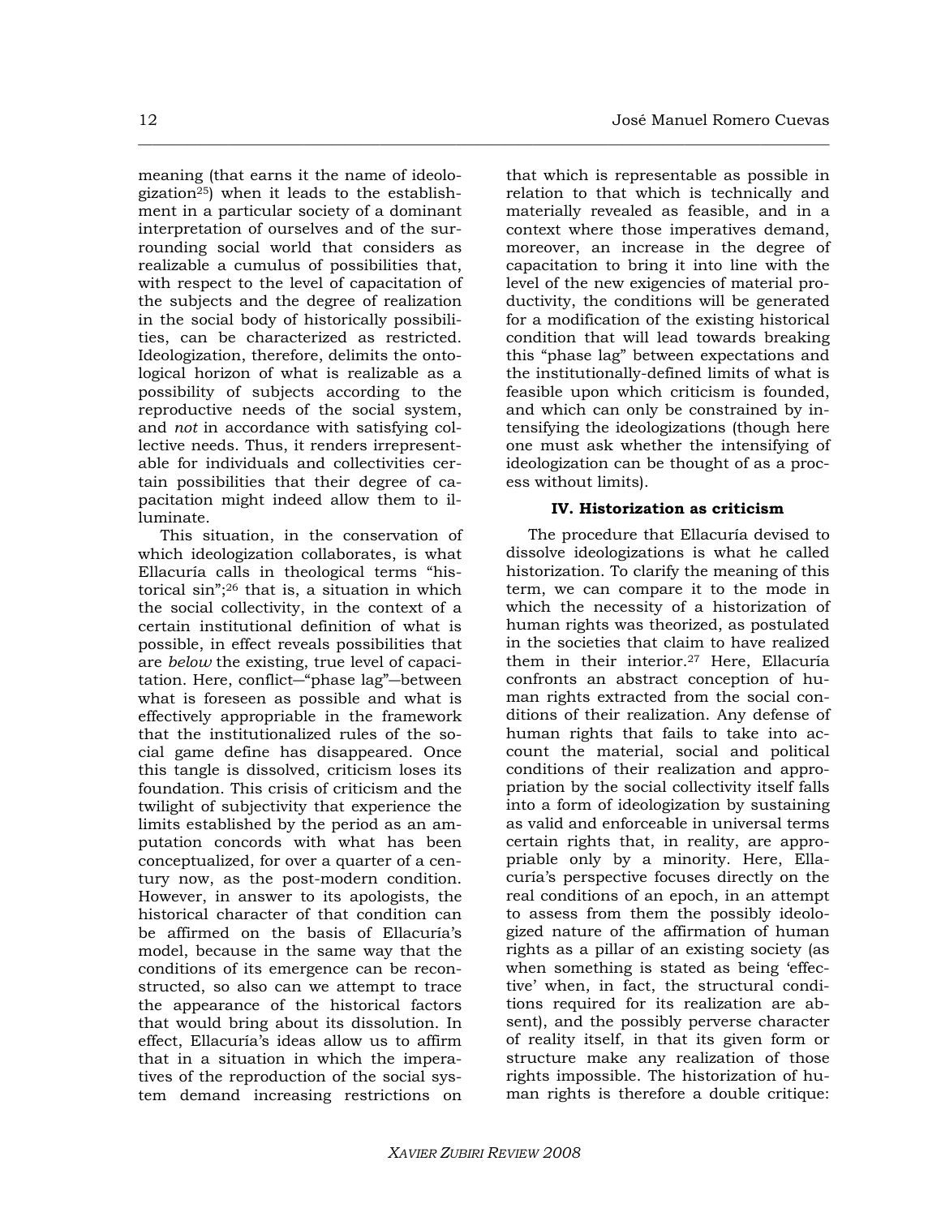meaning (that earns it the name of ideologization[25]) when it leads to the establishment in a particular society of a dominant interpretation of ourselves and of the surrounding social world that considers as realizable a cumulus of possibilities that, with respect to the level of capacitation of the subjects and the degree of realization in the social body of historically possibilities, can be characterized as restricted. Ideologization, therefore, delimits the ontological horizon of what is realizable as a possibility of subjects according to the reproductive needs of the social system, and *not* in accordance with satisfying collective needs. Thus, it renders irrepresentable for individuals and collectivities certain possibilities that their degree of capacitation might indeed allow them to illuminate.

This situation, in the conservation of which ideologization collaborates, is what Ellacuría calls in theological terms "historical sin";[26] that is, a situation in which the social collectivity, in the context of a certain institutional definition of what is possible, in effect reveals possibilities that are *below* the existing, true level of capacitation. Here, conflict—"phase lag"—between what is foreseen as possible and what is effectively appropriable in the framework that the institutionalized rules of the social game define has disappeared. Once this tangle is dissolved, criticism loses its foundation. This crisis of criticism and the twilight of subjectivity that experience the limits established by the period as an amputation concords with what has been conceptualized, for over a quarter of a century now, as the post-modern condition. However, in answer to its apologists, the historical character of that condition can be affirmed on the basis of Ellacuría's model, because in the same way that the conditions of its emergence can be reconstructed, so also can we attempt to trace the appearance of the historical factors that would bring about its dissolution. In effect, Ellacuría's ideas allow us to affirm that in a situation in which the imperatives of the reproduction of the social system demand increasing restrictions on that which is representable as possible in relation to that which is technically and materially revealed as feasible, and in a context where those imperatives demand, moreover, an increase in the degree of capacitation to bring it into line with the level of the new exigencies of material productivity, the conditions will be generated for a modification of the existing historical condition that will lead towards breaking this "phase lag" between expectations and the institutionally-defined limits of what is feasible upon which criticism is founded, and which can only be constrained by intensifying the ideologizations (though here one must ask whether the intensifying of ideologization can be thought of as a process without limits).

## IV. Historization as criticism

The procedure that Ellacuría devised to dissolve ideologizations is what he called historization. To clarify the meaning of this term, we can compare it to the mode in which the necessity of a historization of human rights was theorized, as postulated in the societies that claim to have realized them in their interior.[27] Here, Ellacuría confronts an abstract conception of human rights extracted from the social conditions of their realization. Any defense of human rights that fails to take into account the material, social and political conditions of their realization and appropriation by the social collectivity itself falls into a form of ideologization by sustaining as valid and enforceable in universal terms certain rights that, in reality, are appropriable only by a minority. Here, Ellacuría's perspective focuses directly on the real conditions of an epoch, in an attempt to assess from them the possibly ideologized nature of the affirmation of human rights as a pillar of an existing society (as when something is stated as being 'effective' when, in fact, the structural conditions required for its realization are absent), and the possibly perverse character of reality itself, in that its given form or structure make any realization of those rights impossible. The historization of human rights is therefore a double critique: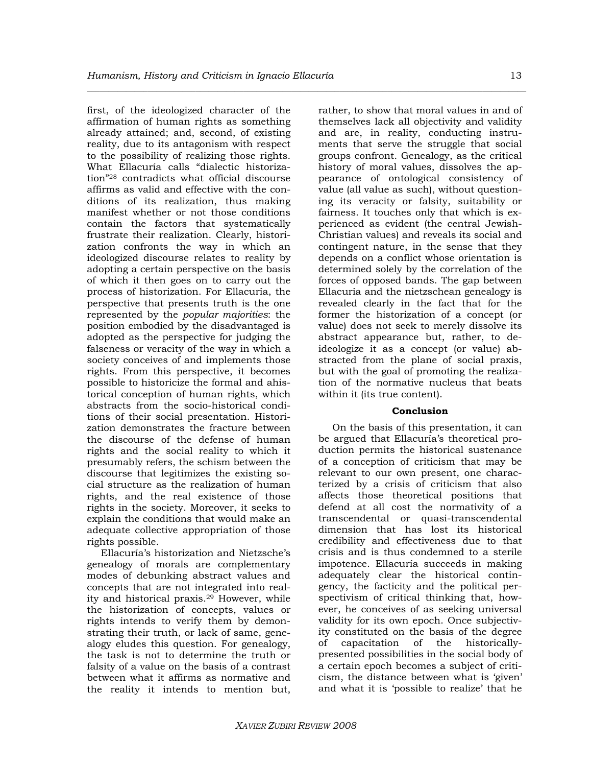first, of the ideologized character of the affirmation of human rights as something already attained; and, second, of existing reality, due to its antagonism with respect to the possibility of realizing those rights. What Ellacuría calls "dialectic historization"[28] contradicts what official discourse affirms as valid and effective with the conditions of its realization, thus making manifest whether or not those conditions contain the factors that systematically frustrate their realization. Clearly, historization confronts the way in which an ideologized discourse relates to reality by adopting a certain perspective on the basis of which it then goes on to carry out the process of historization. For Ellacuría, the perspective that presents truth is the one represented by the *popular majorities*: the position embodied by the disadvantaged is adopted as the perspective for judging the falseness or veracity of the way in which a society conceives of and implements those rights. From this perspective, it becomes possible to historicize the formal and ahistorical conception of human rights, which abstracts from the socio-historical conditions of their social presentation. Historization demonstrates the fracture between the discourse of the defense of human rights and the social reality to which it presumably refers, the schism between the discourse that legitimizes the existing social structure as the realization of human rights, and the real existence of those rights in the society. Moreover, it seeks to explain the conditions that would make an adequate collective appropriation of those rights possible.

Ellacuría's historization and Nietzsche's genealogy of morals are complementary modes of debunking abstract values and concepts that are not integrated into reality and historical praxis.[29] However, while the historization of concepts, values or rights intends to verify them by demonstrating their truth, or lack of same, genealogy eludes this question. For genealogy, the task is not to determine the truth or falsity of a value on the basis of a contrast between what it affirms as normative and the reality it intends to mention but, rather, to show that moral values in and of themselves lack all objectivity and validity and are, in reality, conducting instruments that serve the struggle that social groups confront. Genealogy, as the critical history of moral values, dissolves the appearance of ontological consistency of value (all value as such), without questioning its veracity or falsity, suitability or fairness. It touches only that which is experienced as evident (the central Jewish-Christian values) and reveals its social and contingent nature, in the sense that they depends on a conflict whose orientation is determined solely by the correlation of the forces of opposed bands. The gap between Ellacuría and the nietzschean genealogy is revealed clearly in the fact that for the former the historization of a concept (or value) does not seek to merely dissolve its abstract appearance but, rather, to de-ideologize it as a concept (or value) abstracted from the plane of social praxis, but with the goal of promoting the realization of the normative nucleus that beats within it (its true content).

## Conclusion

On the basis of this presentation, it can be argued that Ellacuría's theoretical production permits the historical sustenance of a conception of criticism that may be relevant to our own present, one characterized by a crisis of criticism that also affects those theoretical positions that defend at all cost the normativity of a transcendental or quasi-transcendental dimension that has lost its historical credibility and effectiveness due to that crisis and is thus condemned to a sterile impotence. Ellacuría succeeds in making adequately clear the historical contingency, the facticity and the political perspectivism of critical thinking that, however, he conceives of as seeking universal validity for its own epoch. Once subjectivity constituted on the basis of the degree of capacitation of the historically-presented possibilities in the social body of a certain epoch becomes a subject of criticism, the distance between what is 'given' and what it is 'possible to realize' that he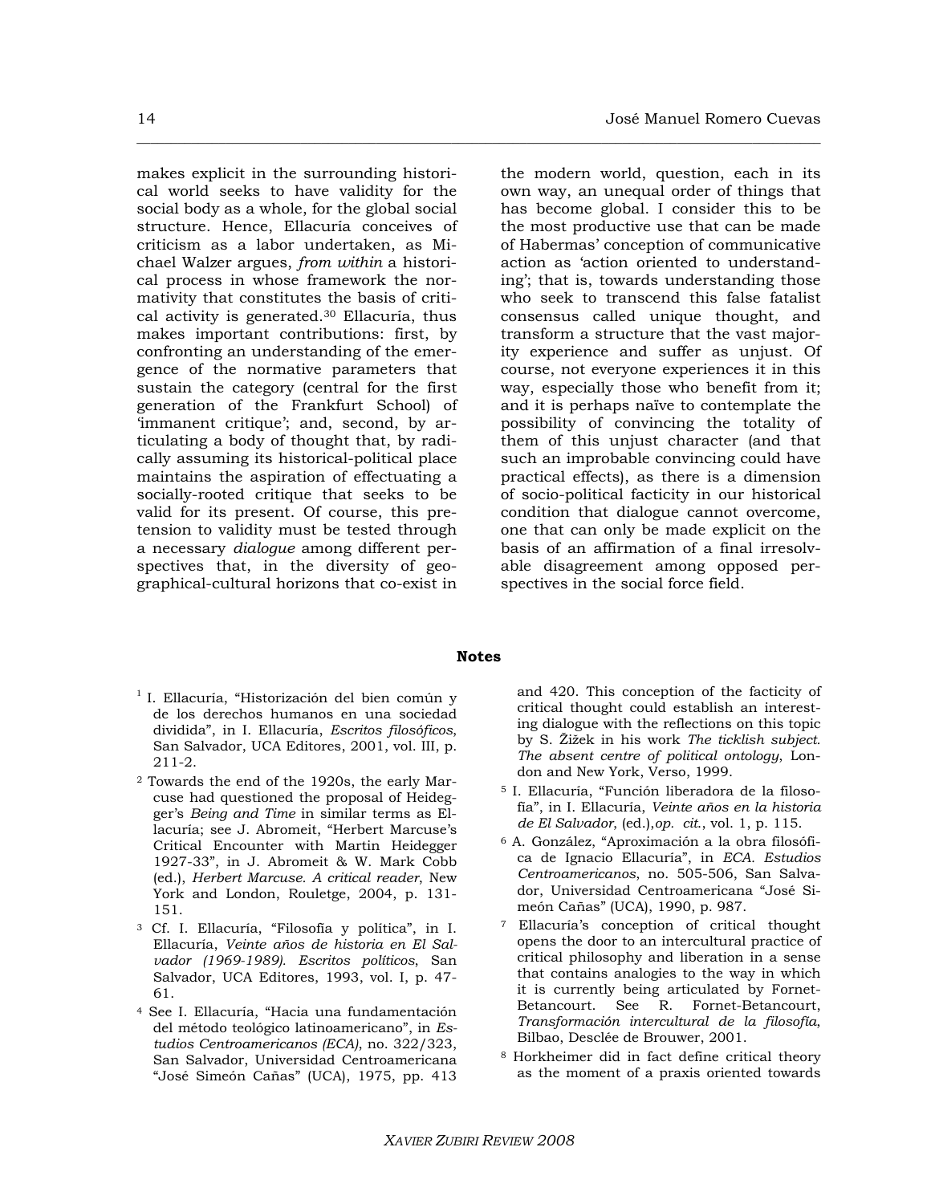makes explicit in the surrounding historical world seeks to have validity for the social body as a whole, for the global social structure. Hence, Ellacuría conceives of criticism as a labor undertaken, as Michael Walzer argues, *from within* a historical process in whose framework the normativity that constitutes the basis of critical activity is generated.[30] Ellacuría, thus makes important contributions: first, by confronting an understanding of the emergence of the normative parameters that sustain the category (central for the first generation of the Frankfurt School) of 'immanent critique'; and, second, by articulating a body of thought that, by radically assuming its historical-political place maintains the aspiration of effectuating a socially-rooted critique that seeks to be valid for its present. Of course, this pretension to validity must be tested through a necessary *dialogue* among different perspectives that, in the diversity of geographical-cultural horizons that co-exist in the modern world, question, each in its own way, an unequal order of things that has become global. I consider this to be the most productive use that can be made of Habermas' conception of communicative action as 'action oriented to understanding'; that is, towards understanding those who seek to transcend this false fatalist consensus called unique thought, and transform a structure that the vast majority experience and suffer as unjust. Of course, not everyone experiences it in this way, especially those who benefit from it; and it is perhaps naïve to contemplate the possibility of convincing the totality of them of this unjust character (and that such an improbable convincing could have practical effects), as there is a dimension of socio-political facticity in our historical condition that dialogue cannot overcome, one that can only be made explicit on the basis of an affirmation of a final irresolvable disagreement among opposed perspectives in the social force field.

## Notes

[1] I. Ellacuría, "Historización del bien común y de los derechos humanos en una sociedad dividida", in I. Ellacuría, *Escritos filosóficos*, San Salvador, UCA Editores, 2001, vol. III, p. 211-2.

[2] Towards the end of the 1920s, the early Marcuse had questioned the proposal of Heidegger's *Being and Time* in similar terms as Ellacuría; see J. Abromeit, "Herbert Marcuse's Critical Encounter with Martin Heidegger 1927-33", in J. Abromeit & W. Mark Cobb (ed.), *Herbert Marcuse. A critical reader*, New York and London, Rouletge, 2004, p. 131-151.

[3] Cf. I. Ellacuría, "Filosofía y política", in I. Ellacuría, *Veinte años de historia en El Salvador (1969-1989). Escritos políticos*, San Salvador, UCA Editores, 1993, vol. I, p. 47-61.

[4] See I. Ellacuría, "Hacia una fundamentación del método teológico latinoamericano", in *Estudios Centroamericanos (ECA)*, no. 322/323, San Salvador, Universidad Centroamericana "José Simeón Cañas" (UCA), 1975, pp. 413 and 420. This conception of the facticity of critical thought could establish an interesting dialogue with the reflections on this topic by S. Žižek in his work *The ticklish subject. The absent centre of political ontology*, London and New York, Verso, 1999.

[5] I. Ellacuría, "Función liberadora de la filosofía", in I. Ellacuría, *Veinte años en la historia de El Salvador*, (ed.),*op. cit.*, vol. 1, p. 115.

[6] A. González, "Aproximación a la obra filosófica de Ignacio Ellacuría", in *ECA. Estudios Centroamericanos*, no. 505-506, San Salvador, Universidad Centroamericana "José Simeón Cañas" (UCA), 1990, p. 987.

[7] Ellacuría's conception of critical thought opens the door to an intercultural practice of critical philosophy and liberation in a sense that contains analogies to the way in which it is currently being articulated by Fornet-Betancourt. See R. Fornet-Betancourt, *Transformación intercultural de la filosofía*, Bilbao, Desclée de Brouwer, 2001.

[8] Horkheimer did in fact define critical theory as the moment of a praxis oriented towards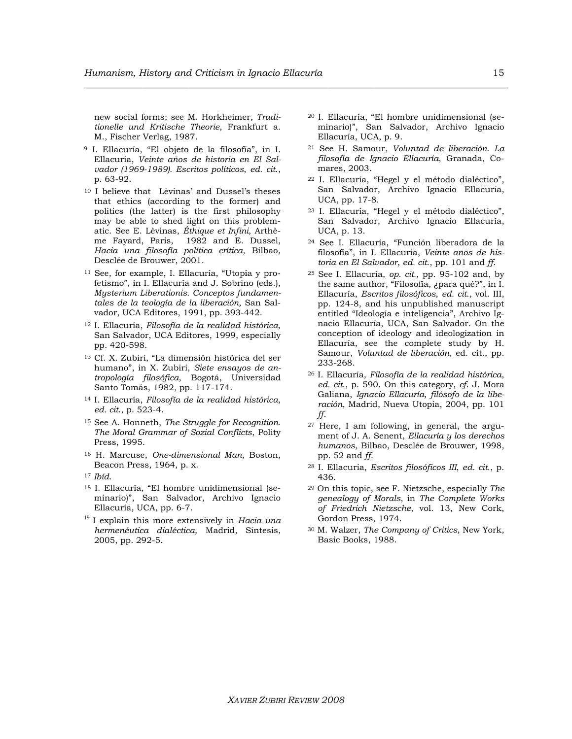new social forms; see M. Horkheimer, *Traditionelle und Kritische Theorie*, Frankfurt a. M., Fischer Verlag, 1987.

[9] I. Ellacuría, "El objeto de la filosofía", in I. Ellacuría, *Veinte años de historia en El Salvador (1969-1989). Escritos políticos*, *ed. cit.*, p. 63-92.

[10] I believe that Lèvinas' and Dussel's theses that ethics (according to the former) and politics (the latter) is the first philosophy may be able to shed light on this problematic. See E. Lèvinas, *Éthique et Infini*, Arthème Fayard, Paris, 1982 and E. Dussel, *Hacia una filosofía política crítica*, Bilbao, Desclée de Brouwer, 2001.

[11] See, for example, I. Ellacuría, "Utopía y profetismo", in I. Ellacuría and J. Sobrino (eds.), *Mysterium Liberationis. Conceptos fundamentales de la teología de la liberación*, San Salvador, UCA Editores, 1991, pp. 393-442.

[12] I. Ellacuría, *Filosofía de la realidad histórica*, San Salvador, UCA Editores, 1999, especially pp. 420-598.

[13] Cf. X. Zubiri, "La dimensión histórica del ser humano", in X. Zubiri, *Siete ensayos de antropología filosófica*, Bogotá, Universidad Santo Tomás, 1982, pp. 117-174.

[14] I. Ellacuría, *Filosofía de la realidad histórica*, *ed. cit.*, p. 523-4.

[15] See A. Honneth, *The Struggle for Recognition. The Moral Grammar of Sozial Conflicts*, Polity Press, 1995.

[16] H. Marcuse, *One-dimensional Man*, Boston, Beacon Press, 1964, p. x.

[17] *Ibíd.*

[18] I. Ellacuría, "El hombre unidimensional (seminario)", San Salvador, Archivo Ignacio Ellacuría, UCA, pp. 6-7.

[19] I explain this more extensively in *Hacia una hermenéutica dialéctica*, Madrid, Síntesis, 2005, pp. 292-5.

[20] I. Ellacuría, "El hombre unidimensional (seminario)", San Salvador, Archivo Ignacio Ellacuría, UCA, p. 9.

[21] See H. Samour, *Voluntad de liberación. La filosofía de Ignacio Ellacuría*, Granada, Comares, 2003.

[22] I. Ellacuría, "Hegel y el método dialéctico", San Salvador, Archivo Ignacio Ellacuría, UCA, pp. 17-8.

[23] I. Ellacuría, "Hegel y el método dialéctico", San Salvador, Archivo Ignacio Ellacuría, UCA, p. 13.

[24] See I. Ellacuría, "Función liberadora de la filosofía", in I. Ellacuría, *Veinte años de historia en El Salvador*, *ed. cit.*, pp. 101 and *ff*.

[25] See I. Ellacuría, *op. cit.*, pp. 95-102 and, by the same author, "Filosofía, ¿para qué?", in I. Ellacuría, *Escritos filosóficos*, *ed. cit.*, vol. III, pp. 124-8, and his unpublished manuscript entitled "Ideología e inteligencia", Archivo Ignacio Ellacuría, UCA, San Salvador. On the conception of ideology and ideologization in Ellacuría, see the complete study by H. Samour, *Voluntad de liberación*, ed. cit., pp. 233-268.

[26] I. Ellacuría, *Filosofía de la realidad histórica*, *ed. cit.*, p. 590. On this category, *cf*. J. Mora Galiana, *Ignacio Ellacuría, filósofo de la liberación*, Madrid, Nueva Utopía, 2004, pp. 101 *ff*.

[27] Here, I am following, in general, the argument of J. A. Senent, *Ellacuría y los derechos humanos*, Bilbao, Desclée de Brouwer, 1998, pp. 52 and *ff*.

[28] I. Ellacuría, *Escritos filosóficos III*, *ed. cit.*, p. 436.

[29] On this topic, see F. Nietzsche, especially *The genealogy of Morals*, in *The Complete Works of Friedrich Nietzsche*, vol. 13, New Cork, Gordon Press, 1974.

[30] M. Walzer, *The Company of Critics*, New York, Basic Books, 1988.